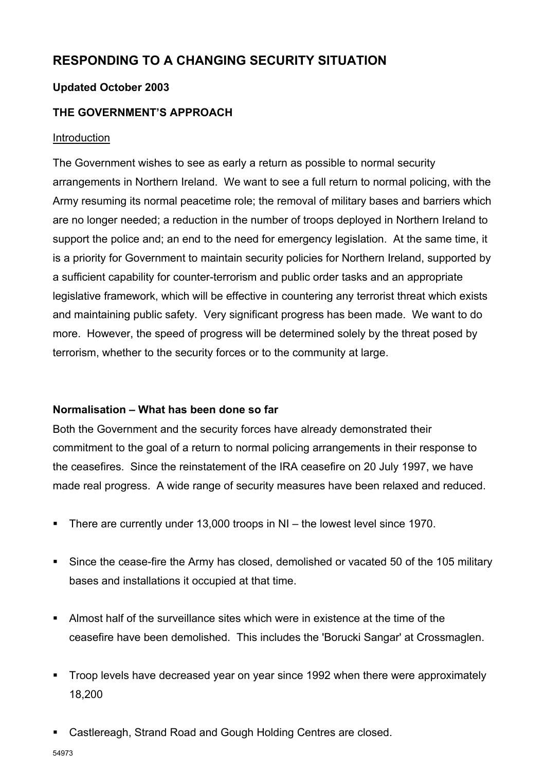# RESPONDING TO A CHANGING SECURITY SITUATION

**Updated October 2003**

## THE GOVERNMENT'S APPROACH

Introduction

The Government wishes to see as early a return as possible to normal security arrangements in Northern Ireland. We want to see a full return to normal policing, with the Army resuming its normal peacetime role; the removal of military bases and barriers which are no longer needed; a reduction in the number of troops deployed in Northern Ireland to support the police and; an end to the need for emergency legislation. At the same time, it is a priority for Government to maintain security policies for Northern Ireland, supported by a sufficient capability for counter-terrorism and public order tasks and an appropriate legislative framework, which will be effective in countering any terrorist threat which exists and maintaining public safety. Very significant progress has been made. We want to do more. However, the speed of progress will be determined solely by the threat posed by terrorism, whether to the security forces or to the community at large.

### Normalisation – What has been done so far

Both the Government and the security forces have already demonstrated their commitment to the goal of a return to normal policing arrangements in their response to the ceasefires. Since the reinstatement of the IRA ceasefire on 20 July 1997, we have made real progress. A wide range of security measures have been relaxed and reduced.

- There are currently under 13,000 troops in NI – the lowest level since 1970.
- Since the cease-fire the Army has closed, demolished or vacated 50 of the 105 military bases and installations it occupied at that time.
- Almost half of the surveillance sites which were in existence at the time of the ceasefire have been demolished. This includes the 'Borucki Sangar' at Crossmaglen.
- Troop levels have decreased year on year since 1992 when there were approximately 18,200
- Castlereagh, Strand Road and Gough Holding Centres are closed.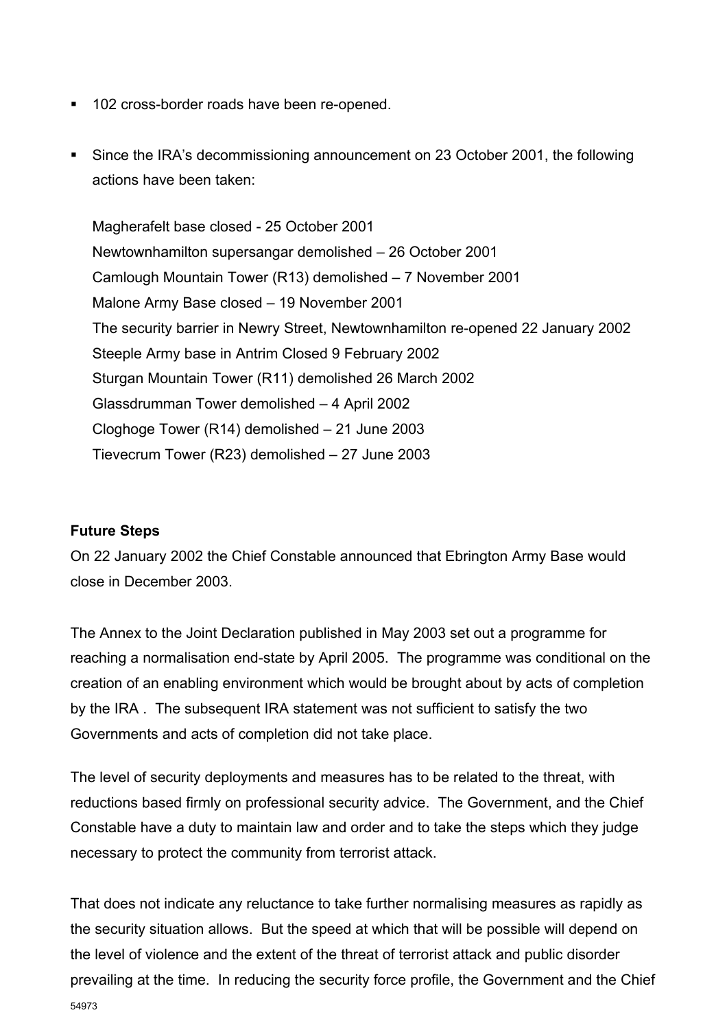- 102 cross-border roads have been re-opened.
- Since the IRA's decommissioning announcement on 23 October 2001, the following actions have been taken:

  Magherafelt base closed - 25 October 2001
  Newtownhamilton supersangar demolished – 26 October 2001
  Camlough Mountain Tower (R13) demolished – 7 November 2001
  Malone Army Base closed – 19 November 2001
  The security barrier in Newry Street, Newtownhamilton re-opened 22 January 2002
  Steeple Army base in Antrim Closed 9 February 2002
  Sturgan Mountain Tower (R11) demolished 26 March 2002
  Glassdrumman Tower demolished – 4 April 2002
  Cloghoge Tower (R14) demolished – 21 June 2003
  Tievecrum Tower (R23) demolished – 27 June 2003

**Future Steps**

On 22 January 2002 the Chief Constable announced that Ebrington Army Base would close in December 2003.

The Annex to the Joint Declaration published in May 2003 set out a programme for reaching a normalisation end-state by April 2005. The programme was conditional on the creation of an enabling environment which would be brought about by acts of completion by the IRA . The subsequent IRA statement was not sufficient to satisfy the two Governments and acts of completion did not take place.

The level of security deployments and measures has to be related to the threat, with reductions based firmly on professional security advice. The Government, and the Chief Constable have a duty to maintain law and order and to take the steps which they judge necessary to protect the community from terrorist attack.

That does not indicate any reluctance to take further normalising measures as rapidly as the security situation allows. But the speed at which that will be possible will depend on the level of violence and the extent of the threat of terrorist attack and public disorder prevailing at the time. In reducing the security force profile, the Government and the Chief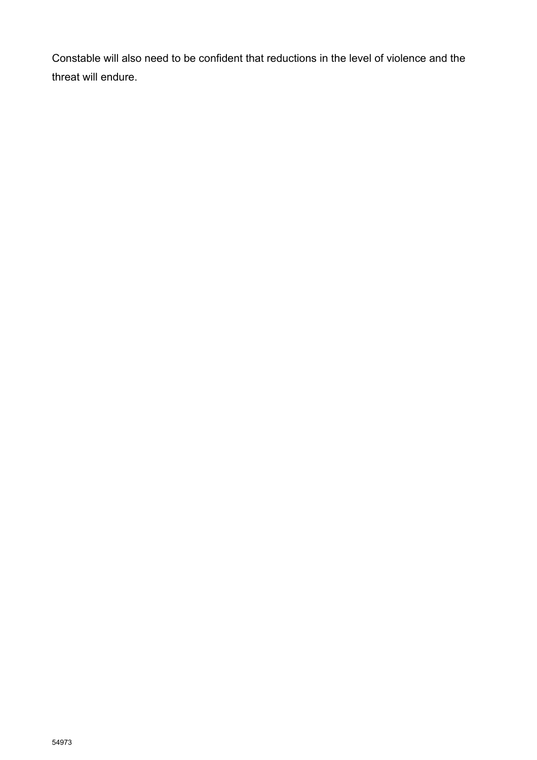Constable will also need to be confident that reductions in the level of violence and the threat will endure.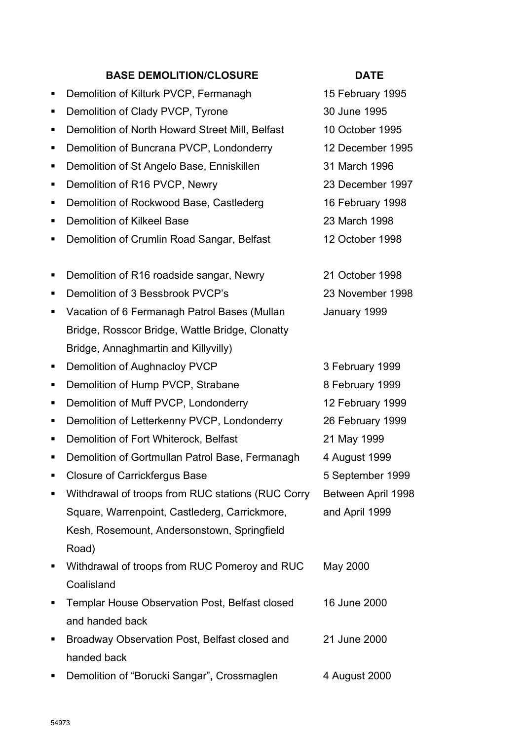| BASE DEMOLITION/CLOSURE | DATE |
|---|---|
| Demolition of Kilturk PVCP, Fermanagh | 15 February 1995 |
| Demolition of Clady PVCP, Tyrone | 30 June 1995 |
| Demolition of North Howard Street Mill, Belfast | 10 October 1995 |
| Demolition of Buncrana PVCP, Londonderry | 12 December 1995 |
| Demolition of St Angelo Base, Enniskillen | 31 March 1996 |
| Demolition of R16 PVCP, Newry | 23 December 1997 |
| Demolition of Rockwood Base, Castlederg | 16 February 1998 |
| Demolition of Kilkeel Base | 23 March 1998 |
| Demolition of Crumlin Road Sangar, Belfast | 12 October 1998 |
| Demolition of R16 roadside sangar, Newry | 21 October 1998 |
| Demolition of 3 Bessbrook PVCP's | 23 November 1998 |
| Vacation of 6 Fermanagh Patrol Bases (Mullan Bridge, Rosscor Bridge, Wattle Bridge, Clonatty Bridge, Annaghmartin and Killyvilly) | January 1999 |
| Demolition of Aughnacloy PVCP | 3 February 1999 |
| Demolition of Hump PVCP, Strabane | 8 February 1999 |
| Demolition of Muff PVCP, Londonderry | 12 February 1999 |
| Demolition of Letterkenny PVCP, Londonderry | 26 February 1999 |
| Demolition of Fort Whiterock, Belfast | 21 May 1999 |
| Demolition of Gortmullan Patrol Base, Fermanagh | 4 August 1999 |
| Closure of Carrickfergus Base | 5 September 1999 |
| Withdrawal of troops from RUC stations (RUC Corry Square, Warrenpoint, Castlederg, Carrickmore, Kesh, Rosemount, Andersonstown, Springfield Road) | Between April 1998 and April 1999 |
| Withdrawal of troops from RUC Pomeroy and RUC Coalisland | May 2000 |
| Templar House Observation Post, Belfast closed and handed back | 16 June 2000 |
| Broadway Observation Post, Belfast closed and handed back | 21 June 2000 |
| Demolition of "Borucki Sangar", Crossmaglen | 4 August 2000 |

54973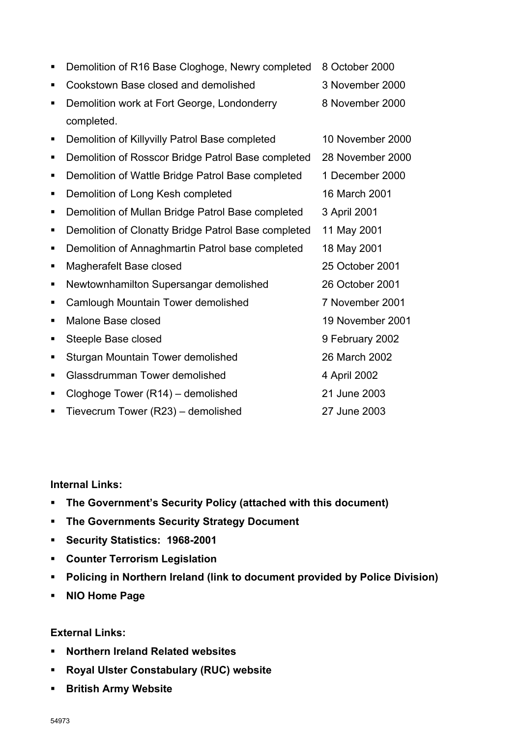- Demolition of R16 Base Cloghoge, Newry completed 8 October 2000
- Cookstown Base closed and demolished 3 November 2000
- Demolition work at Fort George, Londonderry completed. 8 November 2000
- Demolition of Killyvilly Patrol Base completed 10 November 2000
- Demolition of Rosscor Bridge Patrol Base completed 28 November 2000
- Demolition of Wattle Bridge Patrol Base completed 1 December 2000
- Demolition of Long Kesh completed 16 March 2001
- Demolition of Mullan Bridge Patrol Base completed 3 April 2001
- Demolition of Clonatty Bridge Patrol Base completed 11 May 2001
- Demolition of Annaghmartin Patrol base completed 18 May 2001
- Magherafelt Base closed 25 October 2001
- Newtownhamilton Supersangar demolished 26 October 2001
- Camlough Mountain Tower demolished 7 November 2001
- Malone Base closed 19 November 2001
- Steeple Base closed 9 February 2002
- Sturgan Mountain Tower demolished 26 March 2002
- Glassdrumman Tower demolished 4 April 2002
- Cloghoge Tower (R14) – demolished 21 June 2003
- Tievecrum Tower (R23) – demolished 27 June 2003

**Internal Links:**

- **The Government's Security Policy (attached with this document)**
- **The Governments Security Strategy Document**
- **Security Statistics: 1968-2001**
- **Counter Terrorism Legislation**
- **Policing in Northern Ireland (link to document provided by Police Division)**
- **NIO Home Page**

**External Links:**

- **Northern Ireland Related websites**
- **Royal Ulster Constabulary (RUC) website**
- **British Army Website**

54973